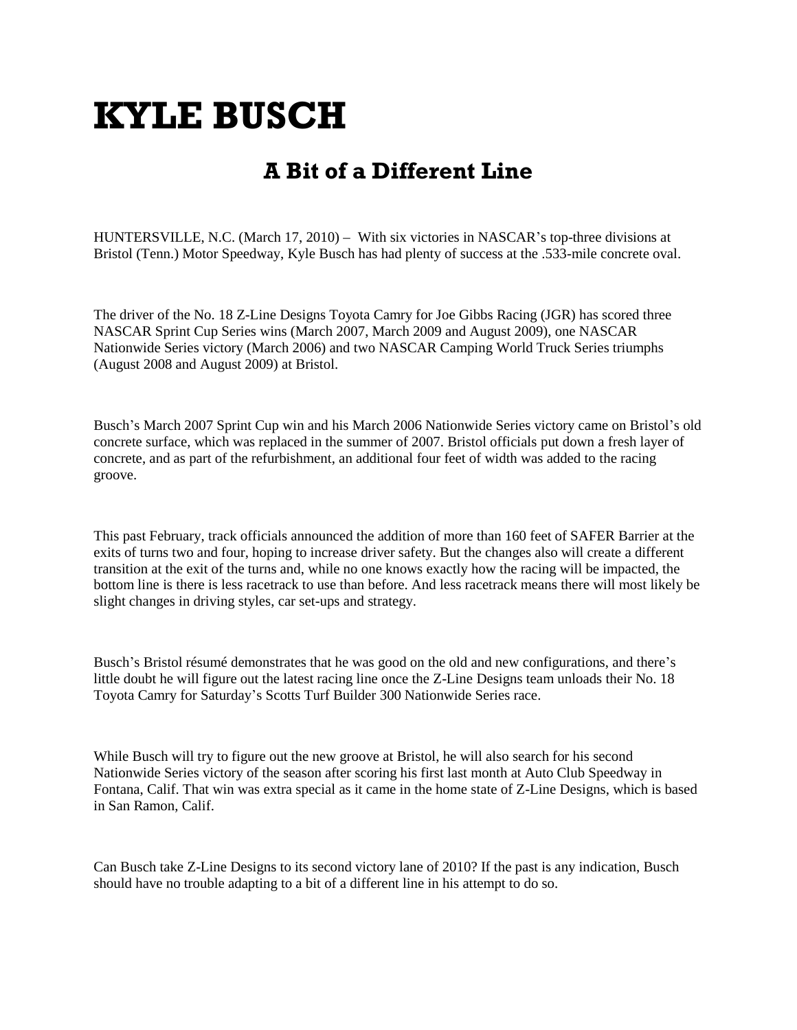# KYLE BUSCH

## A Bit of a Different Line

HUNTERSVILLE, N.C. (March 17, 2010) – With six victories in NASCAR's top-three divisions at Bristol (Tenn.) Motor Speedway, Kyle Busch has had plenty of success at the .533-mile concrete oval.

The driver of the No. 18 Z-Line Designs Toyota Camry for Joe Gibbs Racing (JGR) has scored three NASCAR Sprint Cup Series wins (March 2007, March 2009 and August 2009), one NASCAR Nationwide Series victory (March 2006) and two NASCAR Camping World Truck Series triumphs (August 2008 and August 2009) at Bristol.

Busch's March 2007 Sprint Cup win and his March 2006 Nationwide Series victory came on Bristol's old concrete surface, which was replaced in the summer of 2007. Bristol officials put down a fresh layer of concrete, and as part of the refurbishment, an additional four feet of width was added to the racing groove.

This past February, track officials announced the addition of more than 160 feet of SAFER Barrier at the exits of turns two and four, hoping to increase driver safety. But the changes also will create a different transition at the exit of the turns and, while no one knows exactly how the racing will be impacted, the bottom line is there is less racetrack to use than before. And less racetrack means there will most likely be slight changes in driving styles, car set-ups and strategy.

Busch's Bristol résumé demonstrates that he was good on the old and new configurations, and there's little doubt he will figure out the latest racing line once the Z-Line Designs team unloads their No. 18 Toyota Camry for Saturday's Scotts Turf Builder 300 Nationwide Series race.

While Busch will try to figure out the new groove at Bristol, he will also search for his second Nationwide Series victory of the season after scoring his first last month at Auto Club Speedway in Fontana, Calif. That win was extra special as it came in the home state of Z-Line Designs, which is based in San Ramon, Calif.

Can Busch take Z-Line Designs to its second victory lane of 2010? If the past is any indication, Busch should have no trouble adapting to a bit of a different line in his attempt to do so.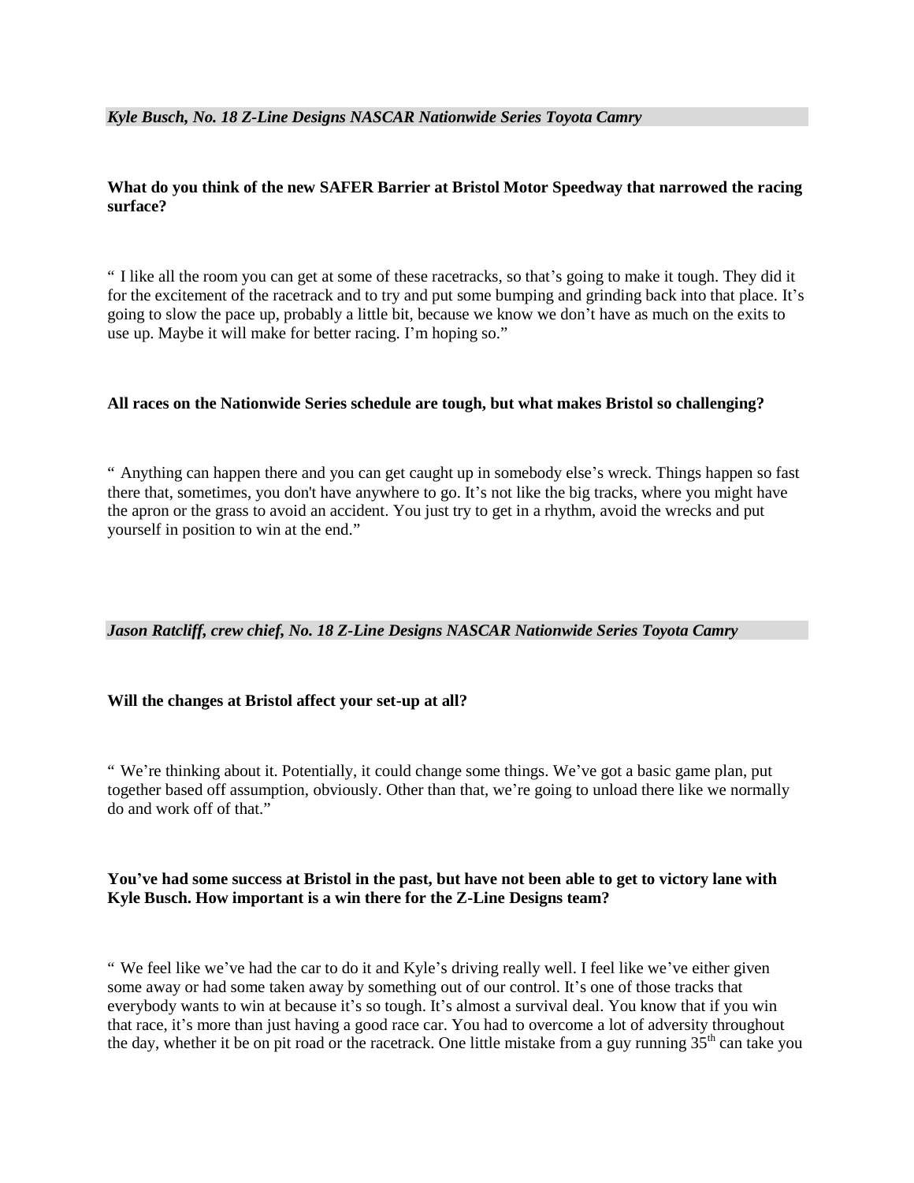***Kyle Busch, No. 18 Z-Line Designs NASCAR Nationwide Series Toyota Camry***

**What do you think of the new SAFER Barrier at Bristol Motor Speedway that narrowed the racing surface?**

" I like all the room you can get at some of these racetracks, so that's going to make it tough. They did it for the excitement of the racetrack and to try and put some bumping and grinding back into that place. It's going to slow the pace up, probably a little bit, because we know we don't have as much on the exits to use up. Maybe it will make for better racing. I'm hoping so."

**All races on the Nationwide Series schedule are tough, but what makes Bristol so challenging?**

" Anything can happen there and you can get caught up in somebody else's wreck. Things happen so fast there that, sometimes, you don't have anywhere to go. It's not like the big tracks, where you might have the apron or the grass to avoid an accident. You just try to get in a rhythm, avoid the wrecks and put yourself in position to win at the end."

***Jason Ratcliff, crew chief, No. 18 Z-Line Designs NASCAR Nationwide Series Toyota Camry***

**Will the changes at Bristol affect your set-up at all?**

" We're thinking about it. Potentially, it could change some things. We've got a basic game plan, put together based off assumption, obviously. Other than that, we're going to unload there like we normally do and work off of that."

**You've had some success at Bristol in the past, but have not been able to get to victory lane with Kyle Busch. How important is a win there for the Z-Line Designs team?**

" We feel like we've had the car to do it and Kyle's driving really well. I feel like we've either given some away or had some taken away by something out of our control. It's one of those tracks that everybody wants to win at because it's so tough. It's almost a survival deal. You know that if you win that race, it's more than just having a good race car. You had to overcome a lot of adversity throughout the day, whether it be on pit road or the racetrack. One little mistake from a guy running 35th can take you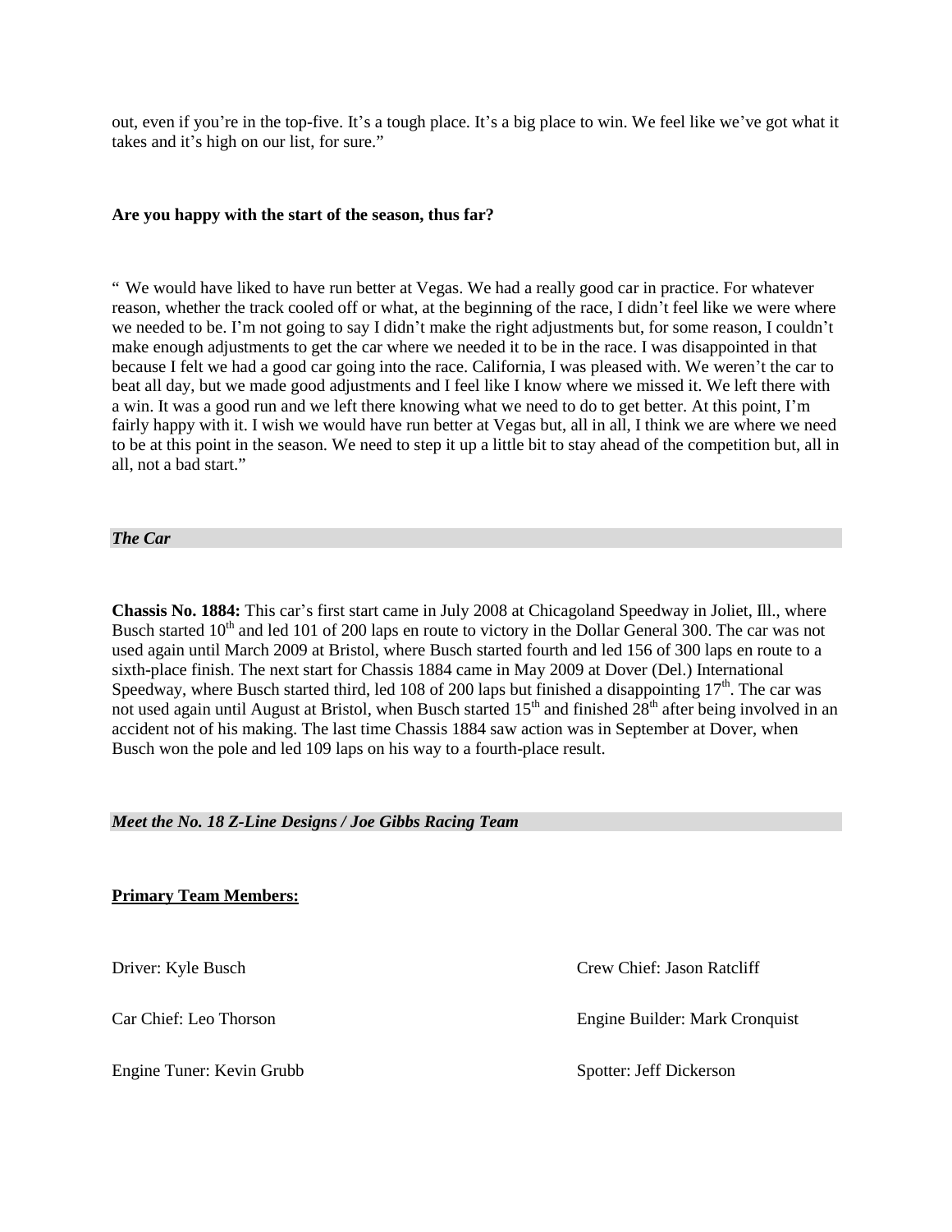out, even if you're in the top-five. It's a tough place. It's a big place to win. We feel like we've got what it takes and it's high on our list, for sure."

**Are you happy with the start of the season, thus far?**

" We would have liked to have run better at Vegas. We had a really good car in practice. For whatever reason, whether the track cooled off or what, at the beginning of the race, I didn't feel like we were where we needed to be. I'm not going to say I didn't make the right adjustments but, for some reason, I couldn't make enough adjustments to get the car where we needed it to be in the race. I was disappointed in that because I felt we had a good car going into the race. California, I was pleased with. We weren't the car to beat all day, but we made good adjustments and I feel like I know where we missed it. We left there with a win. It was a good run and we left there knowing what we need to do to get better. At this point, I'm fairly happy with it. I wish we would have run better at Vegas but, all in all, I think we are where we need to be at this point in the season. We need to step it up a little bit to stay ahead of the competition but, all in all, not a bad start."

***The Car***

**Chassis No. 1884:** This car's first start came in July 2008 at Chicagoland Speedway in Joliet, Ill., where Busch started 10th and led 101 of 200 laps en route to victory in the Dollar General 300. The car was not used again until March 2009 at Bristol, where Busch started fourth and led 156 of 300 laps en route to a sixth-place finish. The next start for Chassis 1884 came in May 2009 at Dover (Del.) International Speedway, where Busch started third, led 108 of 200 laps but finished a disappointing 17th. The car was not used again until August at Bristol, when Busch started 15th and finished 28th after being involved in an accident not of his making. The last time Chassis 1884 saw action was in September at Dover, when Busch won the pole and led 109 laps on his way to a fourth-place result.

***Meet the No. 18 Z-Line Designs / Joe Gibbs Racing Team***

**Primary Team Members:**

Driver: Kyle Busch

Crew Chief: Jason Ratcliff

Car Chief: Leo Thorson

Engine Builder: Mark Cronquist

Engine Tuner: Kevin Grubb

Spotter: Jeff Dickerson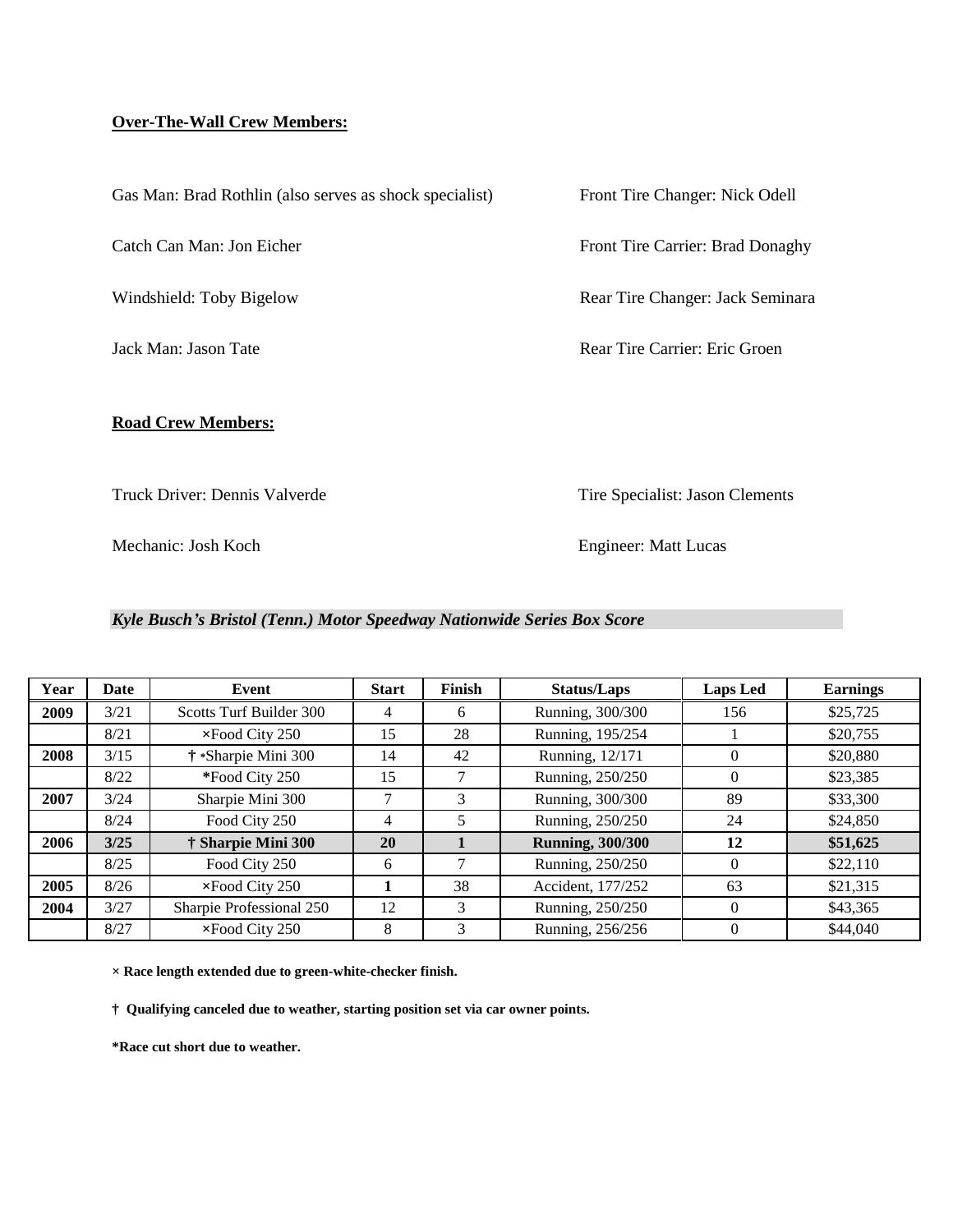**Over-The-Wall Crew Members:**

Gas Man: Brad Rothlin (also serves as shock specialist)

Catch Can Man: Jon Eicher

Windshield: Toby Bigelow

Jack Man: Jason Tate

Front Tire Changer: Nick Odell

Front Tire Carrier: Brad Donaghy

Rear Tire Changer: Jack Seminara

Rear Tire Carrier: Eric Groen

**Road Crew Members:**

Truck Driver: Dennis Valverde

Mechanic: Josh Koch

Tire Specialist: Jason Clements

Engineer: Matt Lucas

***Kyle Busch's Bristol (Tenn.) Motor Speedway Nationwide Series Box Score***

| Year | Date | Event | Start | Finish | Status/Laps | Laps Led | Earnings |
|---|---|---|---|---|---|---|---|
| **2009** | 3/21 | Scotts Turf Builder 300 | 4 | 6 | Running, 300/300 | 156 | $25,725 |
| | 8/21 | ×Food City 250 | 15 | 28 | Running, 195/254 | 1 | $20,755 |
| **2008** | 3/15 | † *Sharpie Mini 300 | 14 | 42 | Running, 12/171 | 0 | $20,880 |
| | 8/22 | *Food City 250 | 15 | 7 | Running, 250/250 | 0 | $23,385 |
| **2007** | 3/24 | Sharpie Mini 300 | 7 | 3 | Running, 300/300 | 89 | $33,300 |
| | 8/24 | Food City 250 | 4 | 5 | Running, 250/250 | 24 | $24,850 |
| **2006** | **3/25** | **† Sharpie Mini 300** | **20** | **1** | **Running, 300/300** | **12** | **$51,625** |
| | 8/25 | Food City 250 | 6 | 7 | Running, 250/250 | 0 | $22,110 |
| **2005** | 8/26 | ×Food City 250 | **1** | 38 | Accident, 177/252 | 63 | $21,315 |
| **2004** | 3/27 | Sharpie Professional 250 | 12 | 3 | Running, 250/250 | 0 | $43,365 |
| | 8/27 | ×Food City 250 | 8 | 3 | Running, 256/256 | 0 | $44,040 |

**× Race length extended due to green-white-checker finish.**

**† Qualifying canceled due to weather, starting position set via car owner points.**

***Race cut short due to weather.**